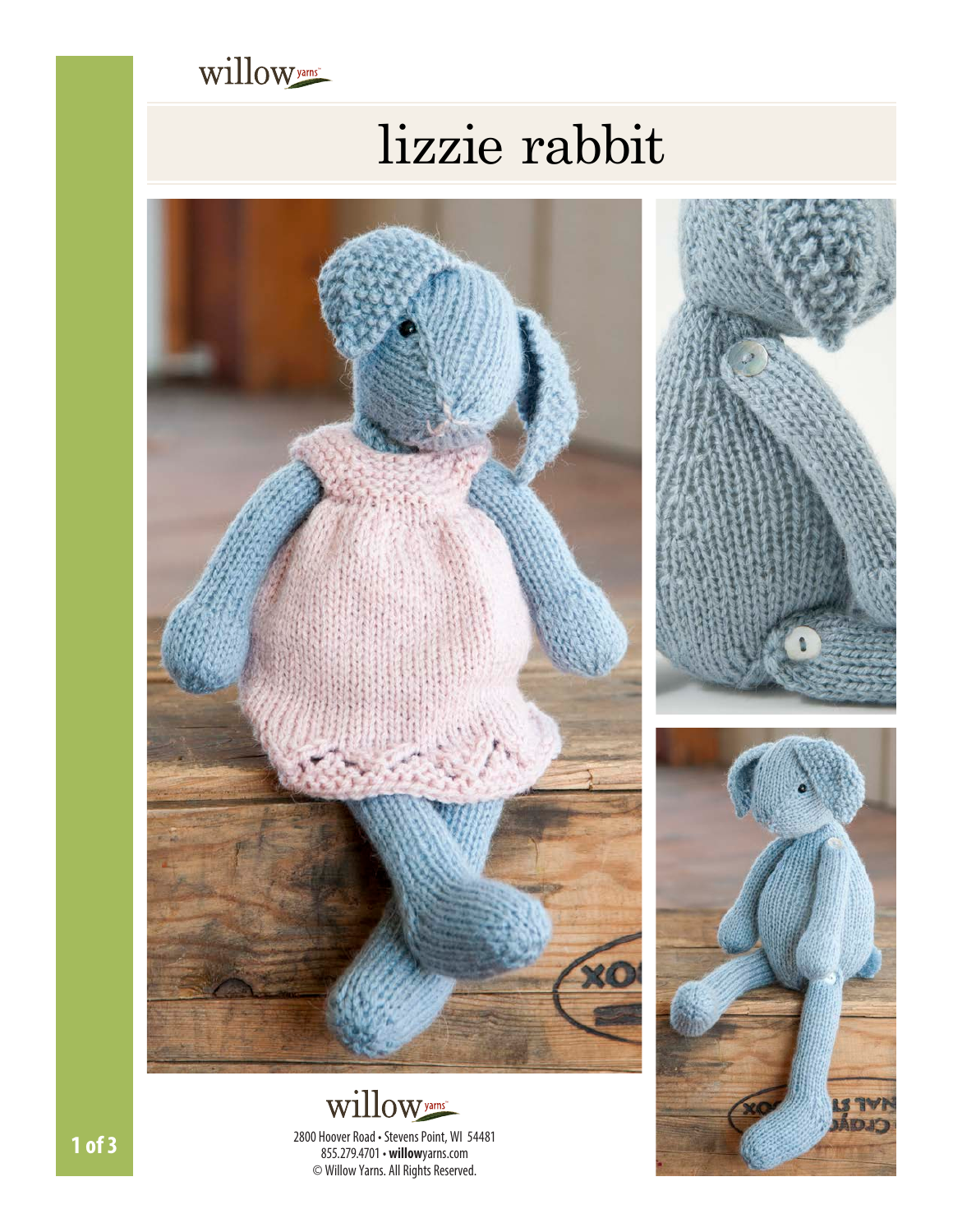willow yarns

# lizzie rabbit

willow yarns

2800 Hoover Road • Stevens Point, WI 54481
855.279.4701 • **willow**yarns.com
© Willow Yarns. All Rights Reserved.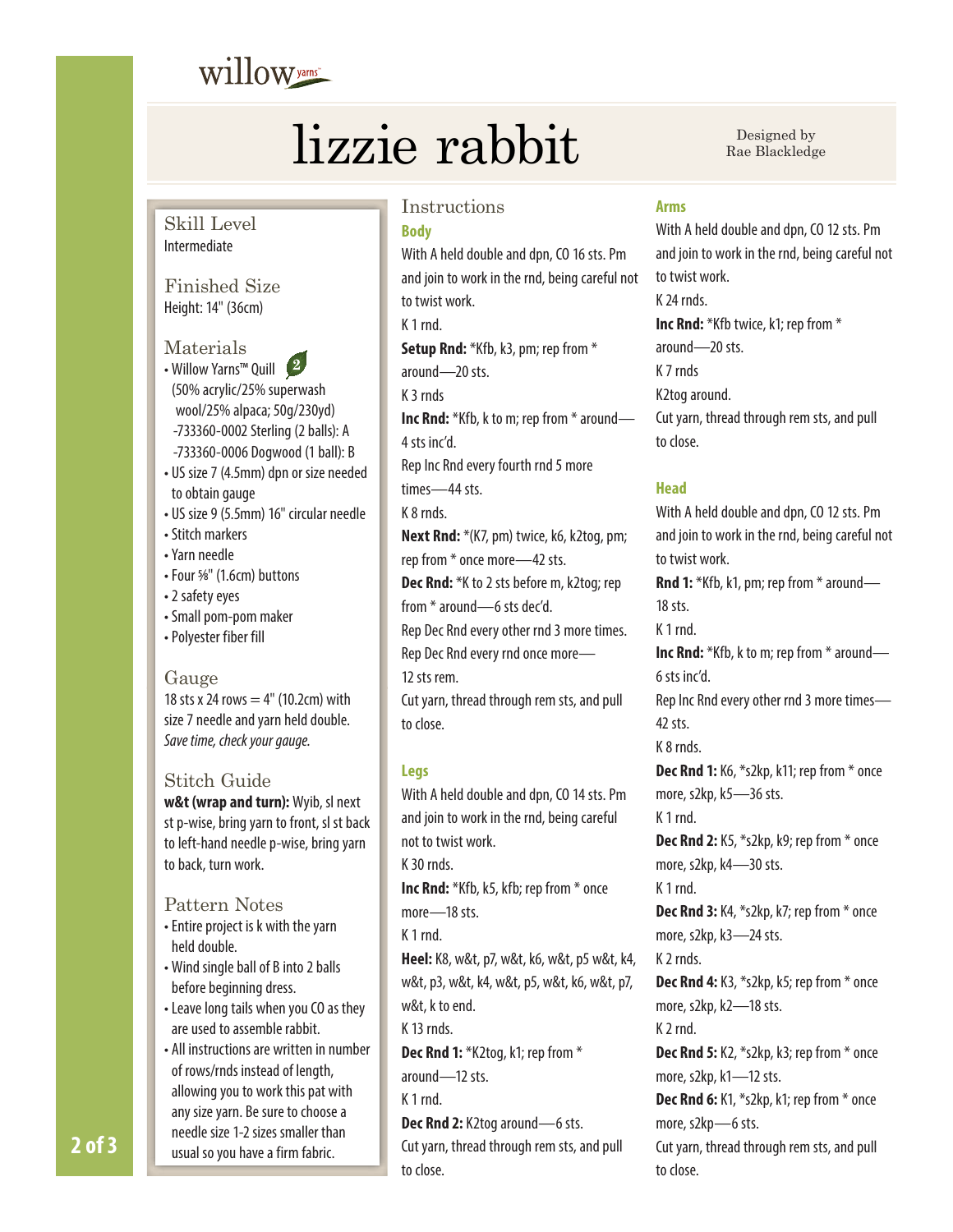willow yarns

# lizzie rabbit

Designed by
Rae Blackledge

## Skill Level

Intermediate

## Finished Size

Height: 14" (36cm)

## Materials

- Willow Yarns™ Quill 2
  (50% acrylic/25% superwash wool/25% alpaca; 50g/230yd)
  -733360-0002 Sterling (2 balls): A
  -733360-0006 Dogwood (1 ball): B
- US size 7 (4.5mm) dpn or size needed to obtain gauge
- US size 9 (5.5mm) 16" circular needle
- Stitch markers
- Yarn needle
- Four ⅝" (1.6cm) buttons
- 2 safety eyes
- Small pom-pom maker
- Polyester fiber fill

## Gauge

18 sts x 24 rows = 4" (10.2cm) with size 7 needle and yarn held double.
*Save time, check your gauge.*

## Stitch Guide

**w&t (wrap and turn):** Wyib, sl next st p-wise, bring yarn to front, sl st back to left-hand needle p-wise, bring yarn to back, turn work.

## Pattern Notes

- Entire project is k with the yarn held double.
- Wind single ball of B into 2 balls before beginning dress.
- Leave long tails when you CO as they are used to assemble rabbit.
- All instructions are written in number of rows/rnds instead of length, allowing you to work this pat with any size yarn. Be sure to choose a needle size 1-2 sizes smaller than usual so you have a firm fabric.

## Instructions

### Body

With A held double and dpn, CO 16 sts. Pm and join to work in the rnd, being careful not to twist work.

K 1 rnd.

**Setup Rnd:** *Kfb, k3, pm; rep from * around—20 sts.

K 3 rnds

**Inc Rnd:** *Kfb, k to m; rep from * around—4 sts inc'd.

Rep Inc Rnd every fourth rnd 5 more times—44 sts.

K 8 rnds.

**Next Rnd:** *(K7, pm) twice, k6, k2tog, pm; rep from * once more—42 sts.

**Dec Rnd:** *K to 2 sts before m, k2tog; rep from * around—6 sts dec'd.

Rep Dec Rnd every other rnd 3 more times.

Rep Dec Rnd every rnd once more—12 sts rem.

Cut yarn, thread through rem sts, and pull to close.

### Legs

With A held double and dpn, CO 14 sts. Pm and join to work in the rnd, being careful not to twist work.

K 30 rnds.

**Inc Rnd:** *Kfb, k5, kfb; rep from * once more—18 sts.

K 1 rnd.

**Heel:** K8, w&t, p7, w&t, k6, w&t, p5 w&t, k4, w&t, p3, w&t, k4, w&t, p5, w&t, k6, w&t, p7, w&t, k to end.

K 13 rnds.

**Dec Rnd 1:** *K2tog, k1; rep from * around—12 sts.

K 1 rnd.

**Dec Rnd 2:** K2tog around—6 sts.

Cut yarn, thread through rem sts, and pull to close.

### Arms

With A held double and dpn, CO 12 sts. Pm and join to work in the rnd, being careful not to twist work.

K 24 rnds.

**Inc Rnd:** *Kfb twice, k1; rep from * around—20 sts.

K 7 rnds

K2tog around.

Cut yarn, thread through rem sts, and pull to close.

### Head

With A held double and dpn, CO 12 sts. Pm and join to work in the rnd, being careful not to twist work.

**Rnd 1:** *Kfb, k1, pm; rep from * around—18 sts.

K 1 rnd.

**Inc Rnd:** *Kfb, k to m; rep from * around—6 sts inc'd.

Rep Inc Rnd every other rnd 3 more times—42 sts.

K 8 rnds.

**Dec Rnd 1:** K6, *s2kp, k11; rep from * once more, s2kp, k5—36 sts.

K 1 rnd.

**Dec Rnd 2:** K5, *s2kp, k9; rep from * once more, s2kp, k4—30 sts.

K 1 rnd.

**Dec Rnd 3:** K4, *s2kp, k7; rep from * once more, s2kp, k3—24 sts.

K 2 rnds.

**Dec Rnd 4:** K3, *s2kp, k5; rep from * once more, s2kp, k2—18 sts.

K 2 rnd.

**Dec Rnd 5:** K2, *s2kp, k3; rep from * once more, s2kp, k1—12 sts.

**Dec Rnd 6:** K1, *s2kp, k1; rep from * once more, s2kp—6 sts.

Cut yarn, thread through rem sts, and pull to close.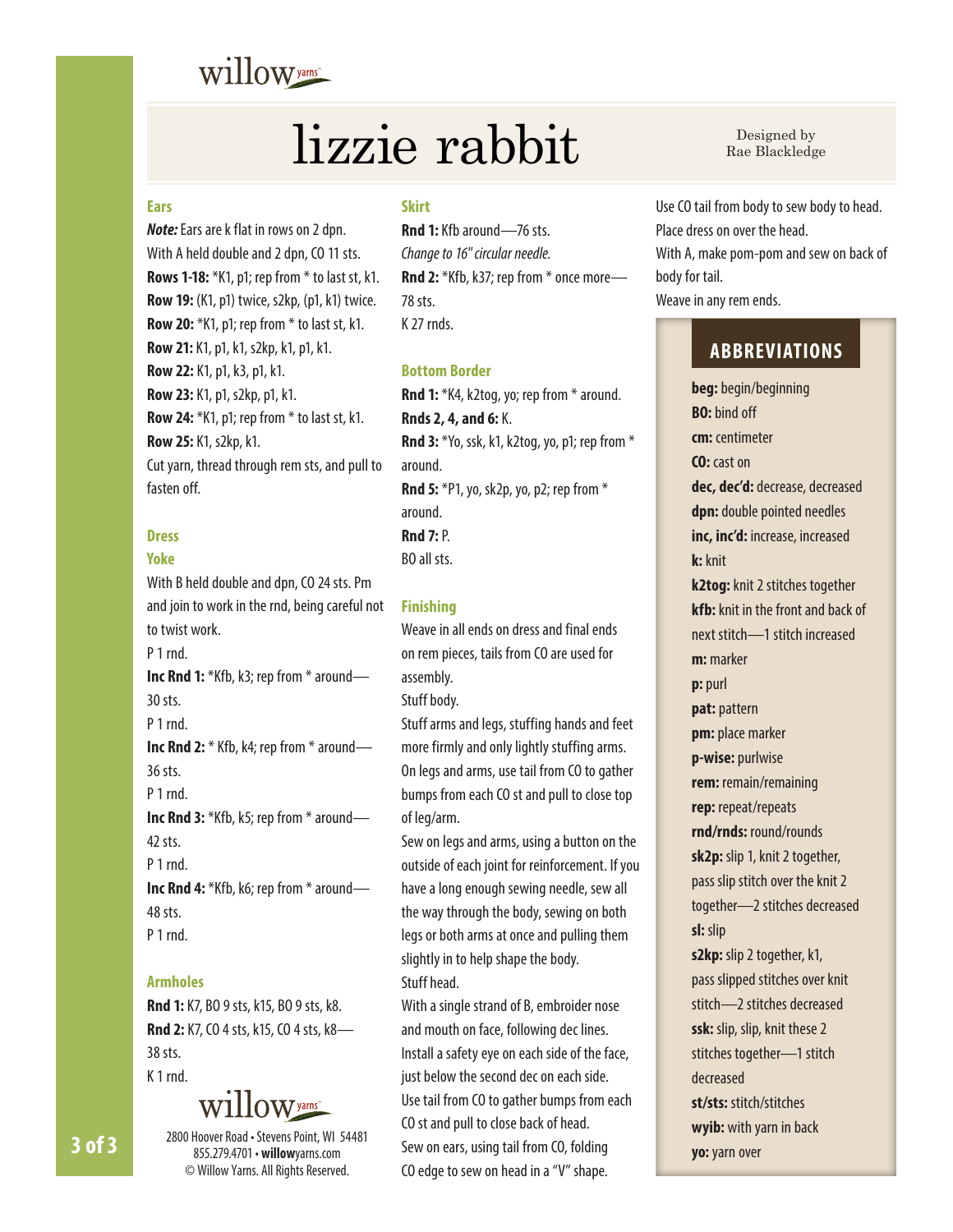willow yarns

# lizzie rabbit

Designed by
Rae Blackledge

### Ears

***Note:*** Ears are k flat in rows on 2 dpn.

With A held double and 2 dpn, CO 11 sts.

**Rows 1-18:** *K1, p1; rep from * to last st, k1.

**Row 19:** (K1, p1) twice, s2kp, (p1, k1) twice.

**Row 20:** *K1, p1; rep from * to last st, k1.

**Row 21:** K1, p1, k1, s2kp, k1, p1, k1.

**Row 22:** K1, p1, k3, p1, k1.

**Row 23:** K1, p1, s2kp, p1, k1.

**Row 24:** *K1, p1; rep from * to last st, k1.

**Row 25:** K1, s2kp, k1.

Cut yarn, thread through rem sts, and pull to fasten off.

### Dress

### Yoke

With B held double and dpn, CO 24 sts. Pm and join to work in the rnd, being careful not to twist work.

P 1 rnd.

**Inc Rnd 1:** *Kfb, k3; rep from * around—30 sts.

P 1 rnd.

**Inc Rnd 2:** * Kfb, k4; rep from * around—36 sts.

P 1 rnd.

**Inc Rnd 3:** *Kfb, k5; rep from * around—42 sts.

P 1 rnd.

**Inc Rnd 4:** *Kfb, k6; rep from * around—48 sts.

P 1 rnd.

### Armholes

**Rnd 1:** K7, BO 9 sts, k15, BO 9 sts, k8.

**Rnd 2:** K7, CO 4 sts, k15, CO 4 sts, k8—38 sts.

K 1 rnd.

### Skirt

**Rnd 1:** Kfb around—76 sts.

*Change to 16" circular needle.*

**Rnd 2:** *Kfb, k37; rep from * once more—78 sts.

K 27 rnds.

### Bottom Border

**Rnd 1:** *K4, k2tog, yo; rep from * around.

**Rnds 2, 4, and 6:** K.

**Rnd 3:** *Yo, ssk, k1, k2tog, yo, p1; rep from * around.

**Rnd 5:** *P1, yo, sk2p, yo, p2; rep from * around.

**Rnd 7:** P.

BO all sts.

### Finishing

Weave in all ends on dress and final ends on rem pieces, tails from CO are used for assembly.

Stuff body.

Stuff arms and legs, stuffing hands and feet more firmly and only lightly stuffing arms.

On legs and arms, use tail from CO to gather bumps from each CO st and pull to close top of leg/arm.

Sew on legs and arms, using a button on the outside of each joint for reinforcement. If you have a long enough sewing needle, sew all the way through the body, sewing on both legs or both arms at once and pulling them slightly in to help shape the body.

Stuff head.

With a single strand of B, embroider nose and mouth on face, following dec lines.

Install a safety eye on each side of the face, just below the second dec on each side.

Use tail from CO to gather bumps from each CO st and pull to close back of head.

Sew on ears, using tail from CO, folding CO edge to sew on head in a "V" shape.

Use CO tail from body to sew body to head.

Place dress on over the head.

With A, make pom-pom and sew on back of body for tail.

Weave in any rem ends.

## ABBREVIATIONS

**beg:** begin/beginning
**BO:** bind off
**cm:** centimeter
**CO:** cast on
**dec, dec'd:** decrease, decreased
**dpn:** double pointed needles
**inc, inc'd:** increase, increased
**k:** knit
**k2tog:** knit 2 stitches together
**kfb:** knit in the front and back of next stitch—1 stitch increased
**m:** marker
**p:** purl
**pat:** pattern
**pm:** place marker
**p-wise:** purlwise
**rem:** remain/remaining
**rep:** repeat/repeats
**rnd/rnds:** round/rounds
**sk2p:** slip 1, knit 2 together, pass slip stitch over the knit 2 together—2 stitches decreased
**sl:** slip
**s2kp:** slip 2 together, k1, pass slipped stitches over knit stitch—2 stitches decreased
**ssk:** slip, slip, knit these 2 stitches together—1 stitch decreased
**st/sts:** stitch/stitches
**wyib:** with yarn in back
**yo:** yarn over

willow yarns

2800 Hoover Road • Stevens Point, WI 54481
855.279.4701 • willowyarns.com
© Willow Yarns. All Rights Reserved.